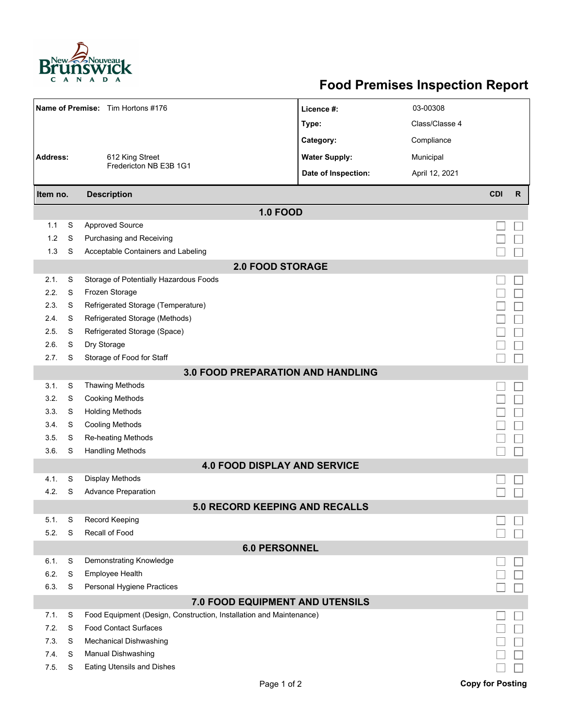# Food Premises Inspection Report

| | | | |
|---|---|---|---|
| **Name of Premise:** | Tim Hortons #176 | **Licence #:** | 03-00308 |
| | | **Type:** | Class/Classe 4 |
| | | **Category:** | Compliance |
| **Address:** | 612 King Street<br>Fredericton NB E3B 1G1 | **Water Supply:** | Municipal |
| | | **Date of Inspection:** | April 12, 2021 |

| Item no. | | Description | CDI | R |
|---|---|---|---|---|
| | | **1.0 FOOD** | | |
| 1.1 | S | Approved Source | ☐ | ☐ |
| 1.2 | S | Purchasing and Receiving | ☐ | ☐ |
| 1.3 | S | Acceptable Containers and Labeling | ☐ | ☐ |
| | | **2.0 FOOD STORAGE** | | |
| 2.1. | S | Storage of Potentially Hazardous Foods | ☐ | ☐ |
| 2.2. | S | Frozen Storage | ☐ | ☐ |
| 2.3. | S | Refrigerated Storage (Temperature) | ☐ | ☐ |
| 2.4. | S | Refrigerated Storage (Methods) | ☐ | ☐ |
| 2.5. | S | Refrigerated Storage (Space) | ☐ | ☐ |
| 2.6. | S | Dry Storage | ☐ | ☐ |
| 2.7. | S | Storage of Food for Staff | ☐ | ☐ |
| | | **3.0 FOOD PREPARATION AND HANDLING** | | |
| 3.1. | S | Thawing Methods | ☐ | ☐ |
| 3.2. | S | Cooking Methods | ☐ | ☐ |
| 3.3. | S | Holding Methods | ☐ | ☐ |
| 3.4. | S | Cooling Methods | ☐ | ☐ |
| 3.5. | S | Re-heating Methods | ☐ | ☐ |
| 3.6. | S | Handling Methods | ☐ | ☐ |
| | | **4.0 FOOD DISPLAY AND SERVICE** | | |
| 4.1. | S | Display Methods | ☐ | ☐ |
| 4.2. | S | Advance Preparation | ☐ | ☐ |
| | | **5.0 RECORD KEEPING AND RECALLS** | | |
| 5.1. | S | Record Keeping | ☐ | ☐ |
| 5.2. | S | Recall of Food | ☐ | ☐ |
| | | **6.0 PERSONNEL** | | |
| 6.1. | S | Demonstrating Knowledge | ☐ | ☐ |
| 6.2. | S | Employee Health | ☐ | ☐ |
| 6.3. | S | Personal Hygiene Practices | ☐ | ☐ |
| | | **7.0 FOOD EQUIPMENT AND UTENSILS** | | |
| 7.1. | S | Food Equipment (Design, Construction, Installation and Maintenance) | ☐ | ☐ |
| 7.2. | S | Food Contact Surfaces | ☐ | ☐ |
| 7.3. | S | Mechanical Dishwashing | ☐ | ☐ |
| 7.4. | S | Manual Dishwashing | ☐ | ☐ |
| 7.5. | S | Eating Utensils and Dishes | ☐ | ☐ |

**Copy for Posting**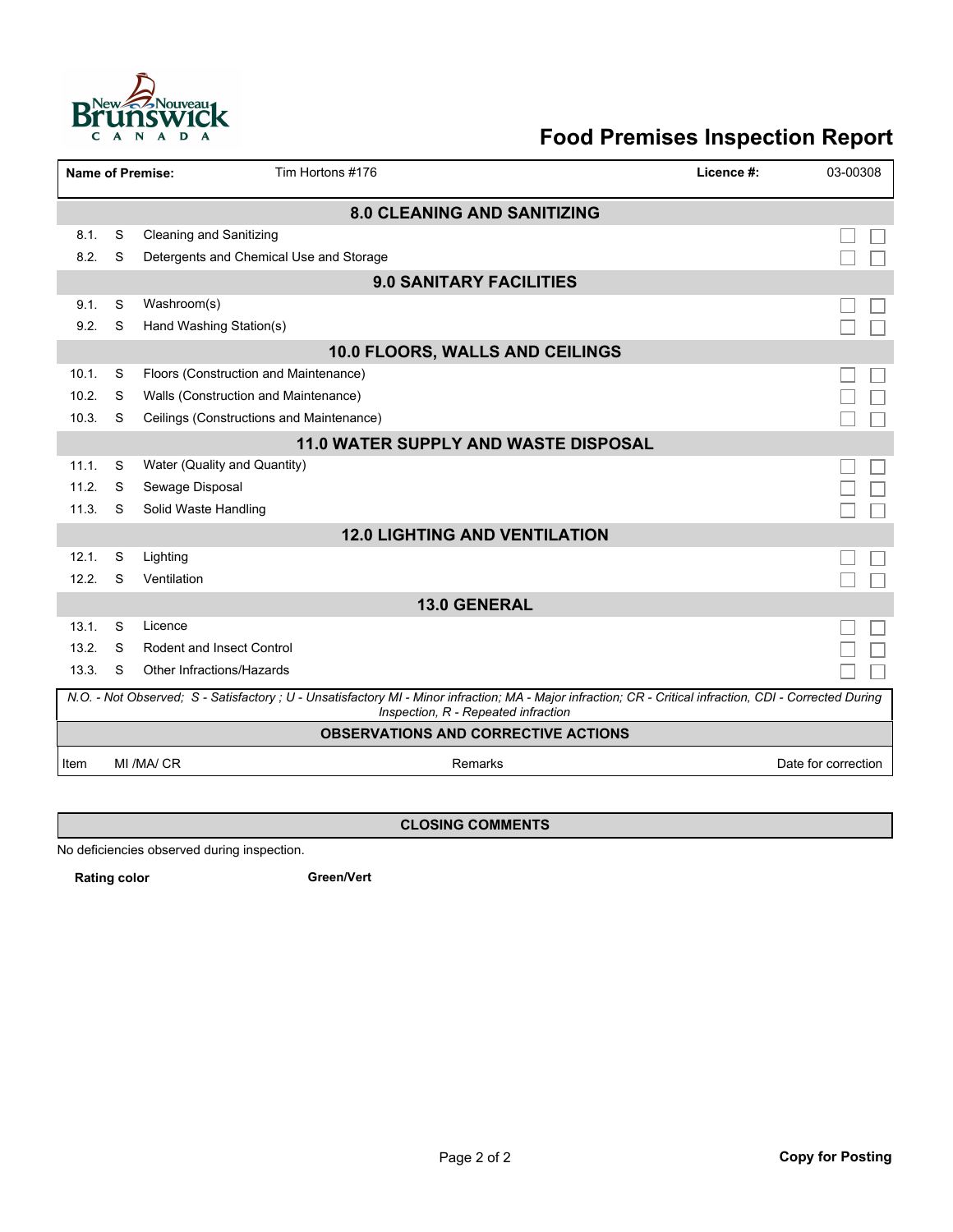# Food Premises Inspection Report

| **Name of Premise:** | Tim Hortons #176 | **Licence #:** | 03-00308 |
|---|---|---|---|

| | | | | |
|---|---|---|---|---|
| **8.0 CLEANING AND SANITIZING** | | | | |
| 8.1. | S | Cleaning and Sanitizing | ☐ | ☐ |
| 8.2. | S | Detergents and Chemical Use and Storage | ☐ | ☐ |
| **9.0 SANITARY FACILITIES** | | | | |
| 9.1. | S | Washroom(s) | ☐ | ☐ |
| 9.2. | S | Hand Washing Station(s) | ☐ | ☐ |
| **10.0 FLOORS, WALLS AND CEILINGS** | | | | |
| 10.1. | S | Floors (Construction and Maintenance) | ☐ | ☐ |
| 10.2. | S | Walls (Construction and Maintenance) | ☐ | ☐ |
| 10.3. | S | Ceilings (Constructions and Maintenance) | ☐ | ☐ |
| **11.0 WATER SUPPLY AND WASTE DISPOSAL** | | | | |
| 11.1. | S | Water (Quality and Quantity) | ☐ | ☐ |
| 11.2. | S | Sewage Disposal | ☐ | ☐ |
| 11.3. | S | Solid Waste Handling | ☐ | ☐ |
| **12.0 LIGHTING AND VENTILATION** | | | | |
| 12.1. | S | Lighting | ☐ | ☐ |
| 12.2. | S | Ventilation | ☐ | ☐ |
| **13.0 GENERAL** | | | | |
| 13.1. | S | Licence | ☐ | ☐ |
| 13.2. | S | Rodent and Insect Control | ☐ | ☐ |
| 13.3. | S | Other Infractions/Hazards | ☐ | ☐ |

*N.O. - Not Observed; S - Satisfactory ; U - Unsatisfactory MI - Minor infraction; MA - Major infraction; CR - Critical infraction, CDI - Corrected During Inspection, R - Repeated infraction*

## OBSERVATIONS AND CORRECTIVE ACTIONS

| Item | MI /MA/ CR | Remarks | Date for correction |
|---|---|---|---|

## CLOSING COMMENTS

No deficiencies observed during inspection.

**Rating color** **Green/Vert**

**Copy for Posting**